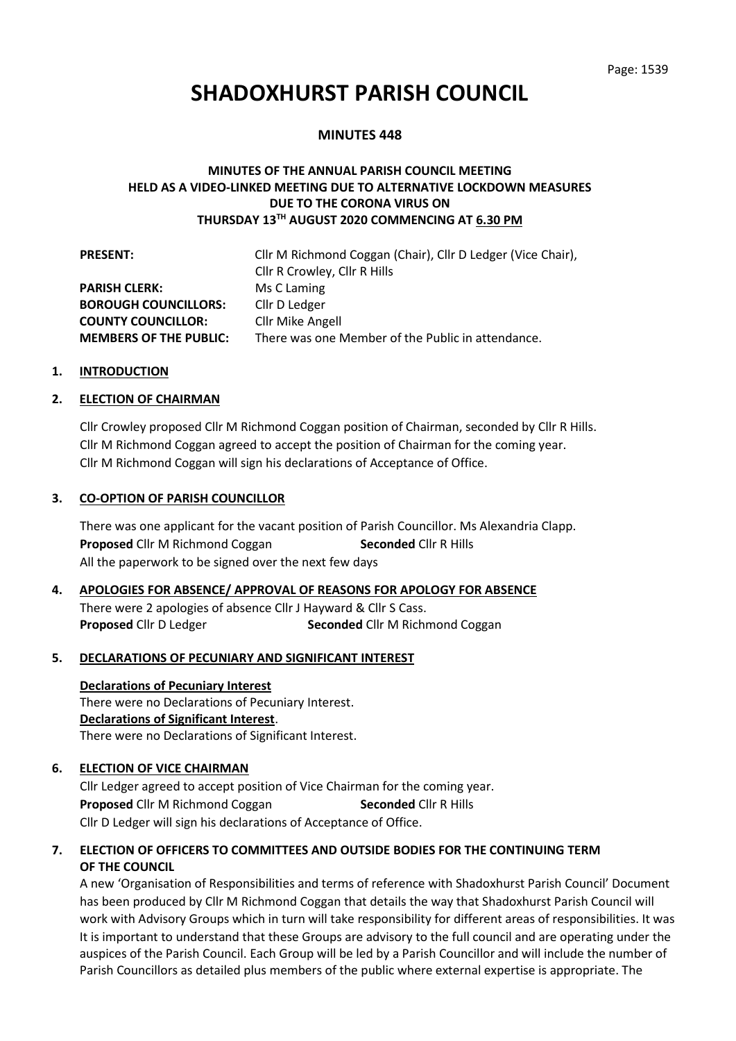# SHADOXHURST PARISH COUNCIL

**MINUTES 448**

**MINUTES OF THE ANNUAL PARISH COUNCIL MEETING HELD AS A VIDEO-LINKED MEETING DUE TO ALTERNATIVE LOCKDOWN MEASURES DUE TO THE CORONA VIRUS ON THURSDAY 13TH AUGUST 2020 COMMENCING AT 6.30 PM**

| | |
|---|---|
| **PRESENT:** | Cllr M Richmond Coggan (Chair), Cllr D Ledger (Vice Chair), Cllr R Crowley, Cllr R Hills |
| **PARISH CLERK:** | Ms C Laming |
| **BOROUGH COUNCILLORS:** | Cllr D Ledger |
| **COUNTY COUNCILLOR:** | Cllr Mike Angell |
| **MEMBERS OF THE PUBLIC:** | There was one Member of the Public in attendance. |

**1. INTRODUCTION**

**2. ELECTION OF CHAIRMAN**

Cllr Crowley proposed Cllr M Richmond Coggan position of Chairman, seconded by Cllr R Hills. Cllr M Richmond Coggan agreed to accept the position of Chairman for the coming year. Cllr M Richmond Coggan will sign his declarations of Acceptance of Office.

**3. CO-OPTION OF PARISH COUNCILLOR**

There was one applicant for the vacant position of Parish Councillor. Ms Alexandria Clapp.
**Proposed** Cllr M Richmond Coggan **Seconded** Cllr R Hills
All the paperwork to be signed over the next few days

**4. APOLOGIES FOR ABSENCE/ APPROVAL OF REASONS FOR APOLOGY FOR ABSENCE**

There were 2 apologies of absence Cllr J Hayward & Cllr S Cass.
**Proposed** Cllr D Ledger **Seconded** Cllr M Richmond Coggan

**5. DECLARATIONS OF PECUNIARY AND SIGNIFICANT INTEREST**

**Declarations of Pecuniary Interest**
There were no Declarations of Pecuniary Interest.
**Declarations of Significant Interest**.
There were no Declarations of Significant Interest.

**6. ELECTION OF VICE CHAIRMAN**

Cllr Ledger agreed to accept position of Vice Chairman for the coming year.
**Proposed** Cllr M Richmond Coggan **Seconded** Cllr R Hills
Cllr D Ledger will sign his declarations of Acceptance of Office.

**7. ELECTION OF OFFICERS TO COMMITTEES AND OUTSIDE BODIES FOR THE CONTINUING TERM OF THE COUNCIL**

A new 'Organisation of Responsibilities and terms of reference with Shadoxhurst Parish Council' Document has been produced by Cllr M Richmond Coggan that details the way that Shadoxhurst Parish Council will work with Advisory Groups which in turn will take responsibility for different areas of responsibilities. It was It is important to understand that these Groups are advisory to the full council and are operating under the auspices of the Parish Council. Each Group will be led by a Parish Councillor and will include the number of Parish Councillors as detailed plus members of the public where external expertise is appropriate. The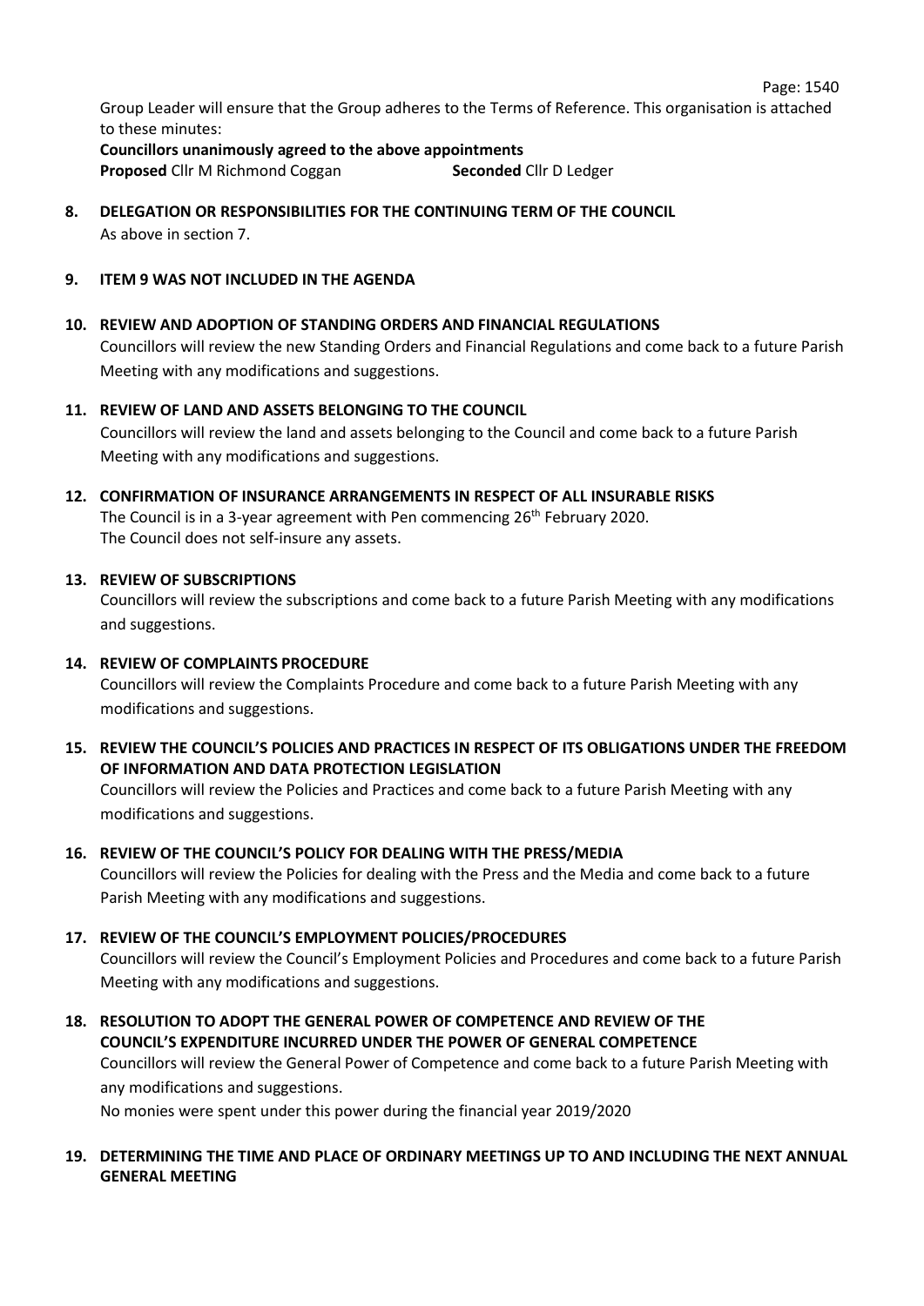Group Leader will ensure that the Group adheres to the Terms of Reference. This organisation is attached to these minutes:

**Councillors unanimously agreed to the above appointments**

**Proposed** Cllr M Richmond Coggan **Seconded** Cllr D Ledger

**8. DELEGATION OR RESPONSIBILITIES FOR THE CONTINUING TERM OF THE COUNCIL**

As above in section 7.

**9. ITEM 9 WAS NOT INCLUDED IN THE AGENDA**

**10. REVIEW AND ADOPTION OF STANDING ORDERS AND FINANCIAL REGULATIONS**

Councillors will review the new Standing Orders and Financial Regulations and come back to a future Parish Meeting with any modifications and suggestions.

**11. REVIEW OF LAND AND ASSETS BELONGING TO THE COUNCIL**

Councillors will review the land and assets belonging to the Council and come back to a future Parish Meeting with any modifications and suggestions.

**12. CONFIRMATION OF INSURANCE ARRANGEMENTS IN RESPECT OF ALL INSURABLE RISKS**

The Council is in a 3-year agreement with Pen commencing 26th February 2020.
The Council does not self-insure any assets.

**13. REVIEW OF SUBSCRIPTIONS**

Councillors will review the subscriptions and come back to a future Parish Meeting with any modifications and suggestions.

**14. REVIEW OF COMPLAINTS PROCEDURE**

Councillors will review the Complaints Procedure and come back to a future Parish Meeting with any modifications and suggestions.

**15. REVIEW THE COUNCIL'S POLICIES AND PRACTICES IN RESPECT OF ITS OBLIGATIONS UNDER THE FREEDOM OF INFORMATION AND DATA PROTECTION LEGISLATION**

Councillors will review the Policies and Practices and come back to a future Parish Meeting with any modifications and suggestions.

**16. REVIEW OF THE COUNCIL'S POLICY FOR DEALING WITH THE PRESS/MEDIA**

Councillors will review the Policies for dealing with the Press and the Media and come back to a future Parish Meeting with any modifications and suggestions.

**17. REVIEW OF THE COUNCIL'S EMPLOYMENT POLICIES/PROCEDURES**

Councillors will review the Council's Employment Policies and Procedures and come back to a future Parish Meeting with any modifications and suggestions.

**18. RESOLUTION TO ADOPT THE GENERAL POWER OF COMPETENCE AND REVIEW OF THE COUNCIL'S EXPENDITURE INCURRED UNDER THE POWER OF GENERAL COMPETENCE**

Councillors will review the General Power of Competence and come back to a future Parish Meeting with any modifications and suggestions.

No monies were spent under this power during the financial year 2019/2020

**19. DETERMINING THE TIME AND PLACE OF ORDINARY MEETINGS UP TO AND INCLUDING THE NEXT ANNUAL GENERAL MEETING**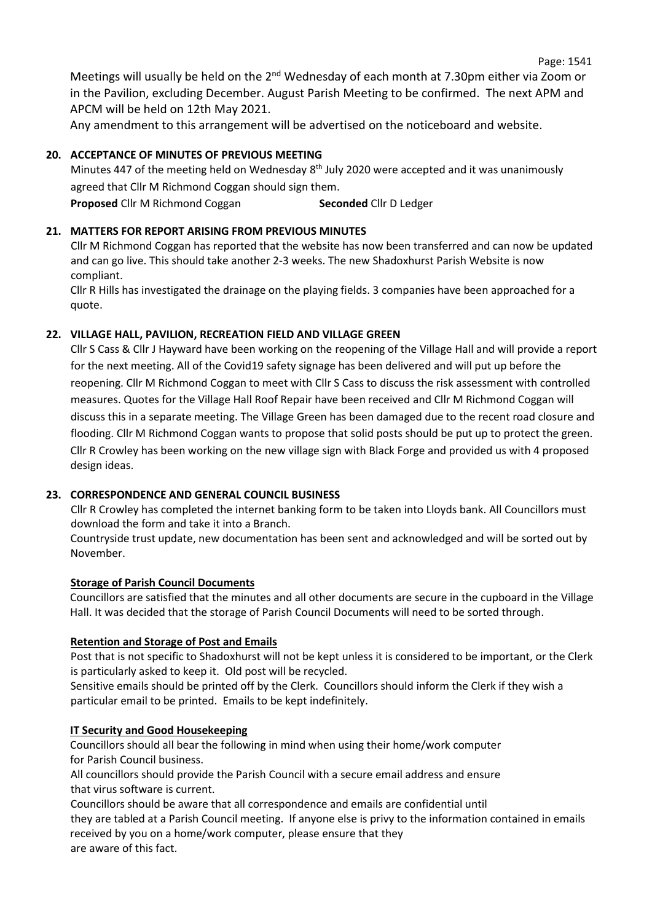Meetings will usually be held on the 2nd Wednesday of each month at 7.30pm either via Zoom or in the Pavilion, excluding December. August Parish Meeting to be confirmed. The next APM and APCM will be held on 12th May 2021.

Any amendment to this arrangement will be advertised on the noticeboard and website.

**20. ACCEPTANCE OF MINUTES OF PREVIOUS MEETING**

Minutes 447 of the meeting held on Wednesday 8th July 2020 were accepted and it was unanimously agreed that Cllr M Richmond Coggan should sign them.

**Proposed** Cllr M Richmond Coggan **Seconded** Cllr D Ledger

**21. MATTERS FOR REPORT ARISING FROM PREVIOUS MINUTES**

Cllr M Richmond Coggan has reported that the website has now been transferred and can now be updated and can go live. This should take another 2-3 weeks. The new Shadoxhurst Parish Website is now compliant.

Cllr R Hills has investigated the drainage on the playing fields. 3 companies have been approached for a quote.

**22. VILLAGE HALL, PAVILION, RECREATION FIELD AND VILLAGE GREEN**

Cllr S Cass & Cllr J Hayward have been working on the reopening of the Village Hall and will provide a report for the next meeting. All of the Covid19 safety signage has been delivered and will put up before the reopening. Cllr M Richmond Coggan to meet with Cllr S Cass to discuss the risk assessment with controlled measures. Quotes for the Village Hall Roof Repair have been received and Cllr M Richmond Coggan will discuss this in a separate meeting. The Village Green has been damaged due to the recent road closure and flooding. Cllr M Richmond Coggan wants to propose that solid posts should be put up to protect the green. Cllr R Crowley has been working on the new village sign with Black Forge and provided us with 4 proposed design ideas.

**23. CORRESPONDENCE AND GENERAL COUNCIL BUSINESS**

Cllr R Crowley has completed the internet banking form to be taken into Lloyds bank. All Councillors must download the form and take it into a Branch.

Countryside trust update, new documentation has been sent and acknowledged and will be sorted out by November.

**<u>Storage of Parish Council Documents</u>**

Councillors are satisfied that the minutes and all other documents are secure in the cupboard in the Village Hall. It was decided that the storage of Parish Council Documents will need to be sorted through.

**<u>Retention and Storage of Post and Emails</u>**

Post that is not specific to Shadoxhurst will not be kept unless it is considered to be important, or the Clerk is particularly asked to keep it. Old post will be recycled.

Sensitive emails should be printed off by the Clerk. Councillors should inform the Clerk if they wish a particular email to be printed. Emails to be kept indefinitely.

**<u>IT Security and Good Housekeeping</u>**

Councillors should all bear the following in mind when using their home/work computer for Parish Council business.

All councillors should provide the Parish Council with a secure email address and ensure that virus software is current.

Councillors should be aware that all correspondence and emails are confidential until they are tabled at a Parish Council meeting. If anyone else is privy to the information contained in emails received by you on a home/work computer, please ensure that they are aware of this fact.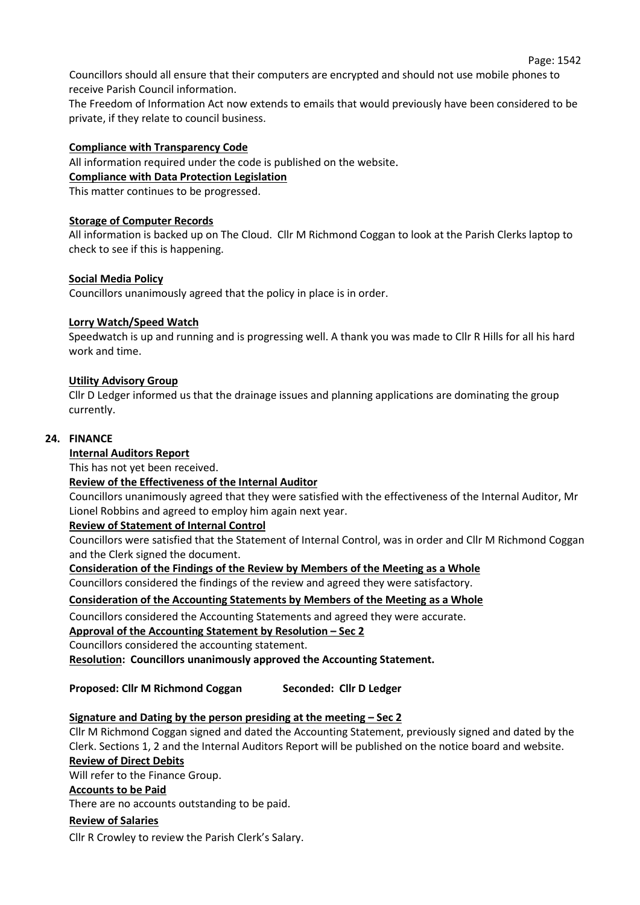Councillors should all ensure that their computers are encrypted and should not use mobile phones to receive Parish Council information.

The Freedom of Information Act now extends to emails that would previously have been considered to be private, if they relate to council business.

**Compliance with Transparency Code**

All information required under the code is published on the website.

**Compliance with Data Protection Legislation**

This matter continues to be progressed.

**Storage of Computer Records**

All information is backed up on The Cloud. Cllr M Richmond Coggan to look at the Parish Clerks laptop to check to see if this is happening.

**Social Media Policy**

Councillors unanimously agreed that the policy in place is in order.

**Lorry Watch/Speed Watch**

Speedwatch is up and running and is progressing well. A thank you was made to Cllr R Hills for all his hard work and time.

**Utility Advisory Group**

Cllr D Ledger informed us that the drainage issues and planning applications are dominating the group currently.

**24. FINANCE**

**Internal Auditors Report**

This has not yet been received.

**Review of the Effectiveness of the Internal Auditor**

Councillors unanimously agreed that they were satisfied with the effectiveness of the Internal Auditor, Mr Lionel Robbins and agreed to employ him again next year.

**Review of Statement of Internal Control**

Councillors were satisfied that the Statement of Internal Control, was in order and Cllr M Richmond Coggan and the Clerk signed the document.

**Consideration of the Findings of the Review by Members of the Meeting as a Whole**

Councillors considered the findings of the review and agreed they were satisfactory.

**Consideration of the Accounting Statements by Members of the Meeting as a Whole**

Councillors considered the Accounting Statements and agreed they were accurate.

**Approval of the Accounting Statement by Resolution – Sec 2**

Councillors considered the accounting statement.

**Resolution: Councillors unanimously approved the Accounting Statement.**

**Proposed: Cllr M Richmond Coggan    Seconded: Cllr D Ledger**

**Signature and Dating by the person presiding at the meeting – Sec 2**

Cllr M Richmond Coggan signed and dated the Accounting Statement, previously signed and dated by the Clerk. Sections 1, 2 and the Internal Auditors Report will be published on the notice board and website.

**Review of Direct Debits**

Will refer to the Finance Group.

**Accounts to be Paid**

There are no accounts outstanding to be paid.

**Review of Salaries**

Cllr R Crowley to review the Parish Clerk's Salary.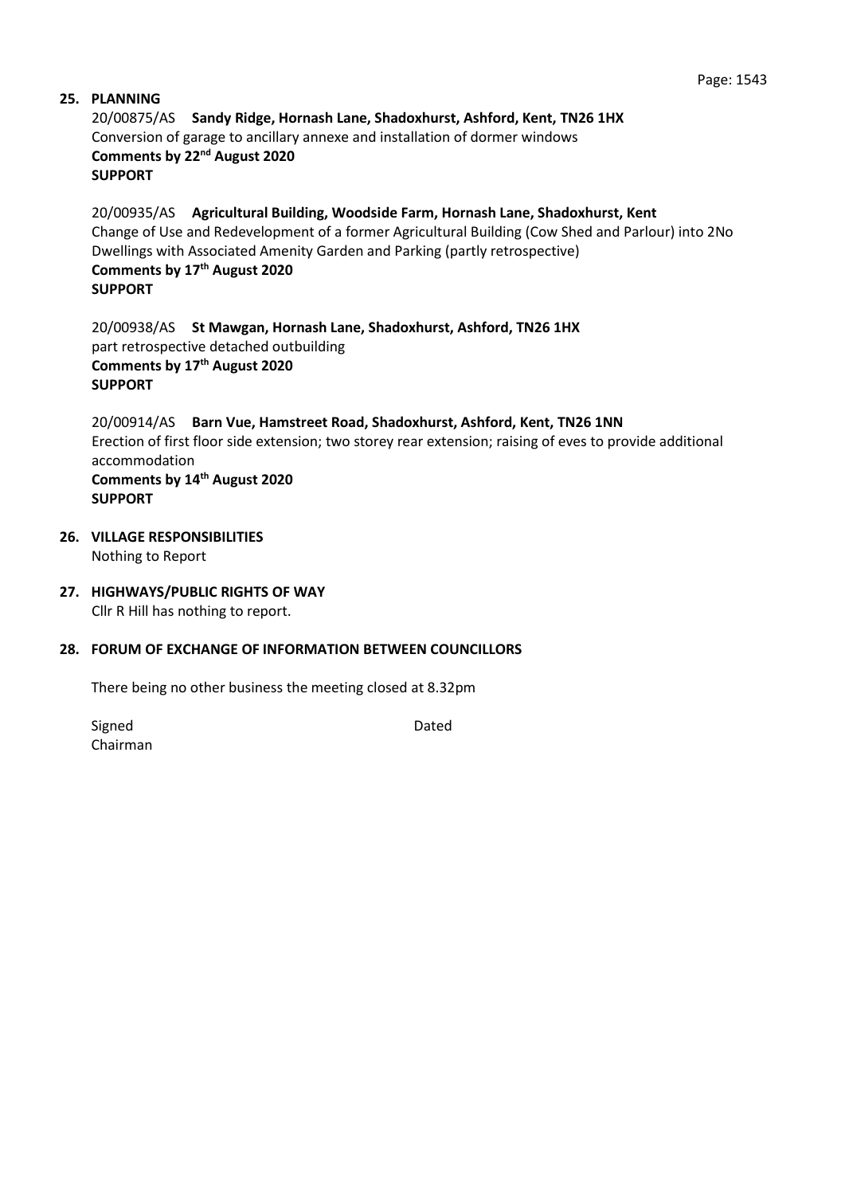**25. PLANNING**

20/00875/AS **Sandy Ridge, Hornash Lane, Shadoxhurst, Ashford, Kent, TN26 1HX**
Conversion of garage to ancillary annexe and installation of dormer windows
**Comments by 22nd August 2020**
**SUPPORT**

20/00935/AS **Agricultural Building, Woodside Farm, Hornash Lane, Shadoxhurst, Kent**
Change of Use and Redevelopment of a former Agricultural Building (Cow Shed and Parlour) into 2No Dwellings with Associated Amenity Garden and Parking (partly retrospective)
**Comments by 17th August 2020**
**SUPPORT**

20/00938/AS **St Mawgan, Hornash Lane, Shadoxhurst, Ashford, TN26 1HX**
part retrospective detached outbuilding
**Comments by 17th August 2020**
**SUPPORT**

20/00914/AS **Barn Vue, Hamstreet Road, Shadoxhurst, Ashford, Kent, TN26 1NN**
Erection of first floor side extension; two storey rear extension; raising of eves to provide additional accommodation
**Comments by 14th August 2020**
**SUPPORT**

**26. VILLAGE RESPONSIBILITIES**
Nothing to Report

**27. HIGHWAYS/PUBLIC RIGHTS OF WAY**
Cllr R Hill has nothing to report.

**28. FORUM OF EXCHANGE OF INFORMATION BETWEEN COUNCILLORS**

There being no other business the meeting closed at 8.32pm

Signed Dated
Chairman